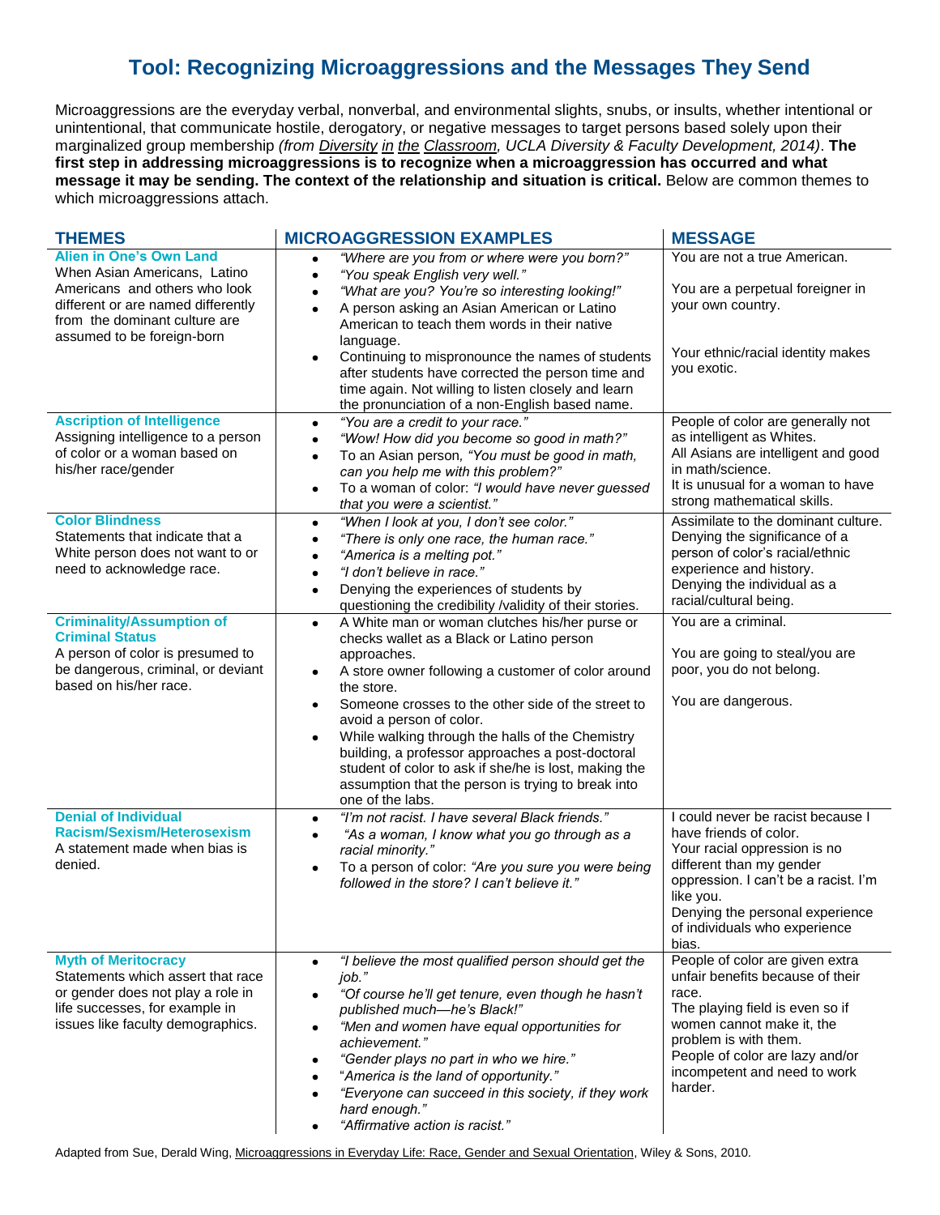# Tool: Recognizing Microaggressions and the Messages They Send

Microaggressions are the everyday verbal, nonverbal, and environmental slights, snubs, or insults, whether intentional or unintentional, that communicate hostile, derogatory, or negative messages to target persons based solely upon their marginalized group membership *(from Diversity in the Classroom, UCLA Diversity & Faculty Development, 2014)*. **The first step in addressing microaggressions is to recognize when a microaggression has occurred and what message it may be sending. The context of the relationship and situation is critical.** Below are common themes to which microaggressions attach.

| THEMES | MICROAGGRESSION EXAMPLES | MESSAGE |
|---|---|---|
| **Alien in One's Own Land**<br>When Asian Americans, Latino Americans and others who look different or are named differently from the dominant culture are assumed to be foreign-born | • *"Where are you from or where were you born?"*<br>• *"You speak English very well."*<br>• *"What are you? You're so interesting looking!"*<br>• A person asking an Asian American or Latino American to teach them words in their native language.<br>• Continuing to mispronounce the names of students after students have corrected the person time and time again. Not willing to listen closely and learn the pronunciation of a non-English based name. | You are not a true American.<br><br>You are a perpetual foreigner in your own country.<br><br>Your ethnic/racial identity makes you exotic. |
| **Ascription of Intelligence**<br>Assigning intelligence to a person of color or a woman based on his/her race/gender | • *"You are a credit to your race."*<br>• *"Wow! How did you become so good in math?"*<br>• To an Asian person, *"You must be good in math, can you help me with this problem?"*<br>• To a woman of color: *"I would have never guessed that you were a scientist."* | People of color are generally not as intelligent as Whites.<br>All Asians are intelligent and good in math/science.<br>It is unusual for a woman to have strong mathematical skills. |
| **Color Blindness**<br>Statements that indicate that a White person does not want to or need to acknowledge race. | • *"When I look at you, I don't see color."*<br>• *"There is only one race, the human race."*<br>• *"America is a melting pot."*<br>• *"I don't believe in race."*<br>• Denying the experiences of students by questioning the credibility /validity of their stories. | Assimilate to the dominant culture.<br>Denying the significance of a person of color's racial/ethnic experience and history.<br>Denying the individual as a racial/cultural being. |
| **Criminality/Assumption of Criminal Status**<br>A person of color is presumed to be dangerous, criminal, or deviant based on his/her race. | • A White man or woman clutches his/her purse or checks wallet as a Black or Latino person approaches.<br>• A store owner following a customer of color around the store.<br>• Someone crosses to the other side of the street to avoid a person of color.<br>• While walking through the halls of the Chemistry building, a professor approaches a post-doctoral student of color to ask if she/he is lost, making the assumption that the person is trying to break into one of the labs. | You are a criminal.<br><br>You are going to steal/you are poor, you do not belong.<br><br>You are dangerous. |
| **Denial of Individual Racism/Sexism/Heterosexism**<br>A statement made when bias is denied. | • *"I'm not racist. I have several Black friends."*<br>• *"As a woman, I know what you go through as a racial minority."*<br>• To a person of color: *"Are you sure you were being followed in the store? I can't believe it."* | I could never be racist because I have friends of color.<br>Your racial oppression is no different than my gender oppression. I can't be a racist. I'm like you.<br>Denying the personal experience of individuals who experience bias. |
| **Myth of Meritocracy**<br>Statements which assert that race or gender does not play a role in life successes, for example in issues like faculty demographics. | • *"I believe the most qualified person should get the job."*<br>• *"Of course he'll get tenure, even though he hasn't published much—he's Black!"*<br>• *"Men and women have equal opportunities for achievement."*<br>• *"Gender plays no part in who we hire."*<br>• *"America is the land of opportunity."*<br>• *"Everyone can succeed in this society, if they work hard enough."*<br>• *"Affirmative action is racist."* | People of color are given extra unfair benefits because of their race.<br>The playing field is even so if women cannot make it, the problem is with them.<br>People of color are lazy and/or incompetent and need to work harder. |

Adapted from Sue, Derald Wing, Microaggressions in Everyday Life: Race, Gender and Sexual Orientation, Wiley & Sons, 2010.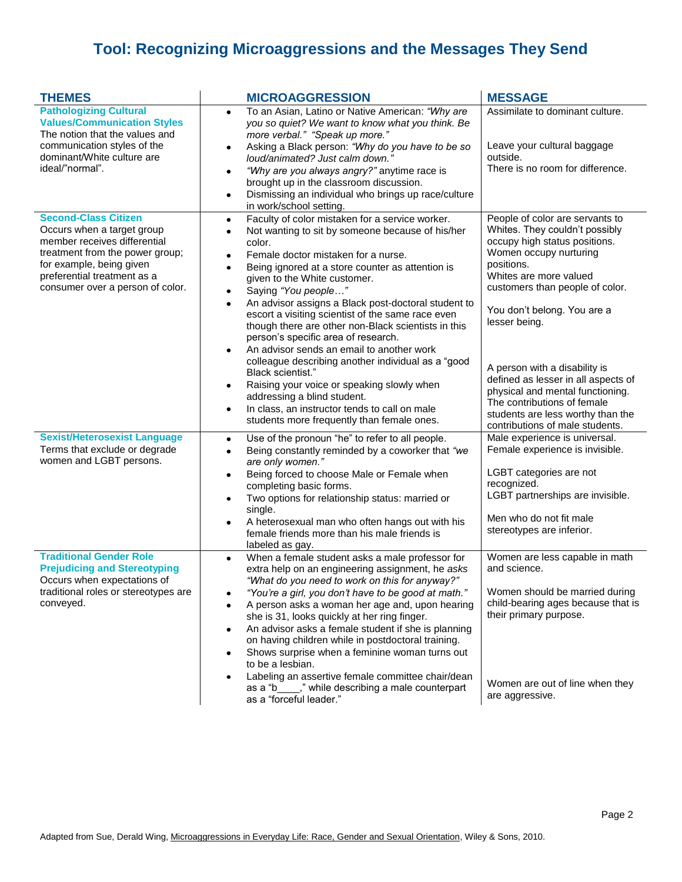# Tool: Recognizing Microaggressions and the Messages They Send

| THEMES | MICROAGGRESSION | MESSAGE |
| --- | --- | --- |
| **Pathologizing Cultural Values/Communication Styles**<br>The notion that the values and communication styles of the dominant/White culture are ideal/"normal". | • To an Asian, Latino or Native American: *"Why are you so quiet? We want to know what you think. Be more verbal." "Speak up more."*<br>• Asking a Black person: *"Why do you have to be so loud/animated? Just calm down."*<br>• *"Why are you always angry?"* anytime race is brought up in the classroom discussion.<br>• Dismissing an individual who brings up race/culture in work/school setting. | Assimilate to dominant culture.<br><br>Leave your cultural baggage outside.<br>There is no room for difference. |
| **Second-Class Citizen**<br>Occurs when a target group member receives differential treatment from the power group; for example, being given preferential treatment as a consumer over a person of color. | • Faculty of color mistaken for a service worker.<br>• Not wanting to sit by someone because of his/her color.<br>• Female doctor mistaken for a nurse.<br>• Being ignored at a store counter as attention is given to the White customer.<br>• Saying *"You people…"*<br>• An advisor assigns a Black post-doctoral student to escort a visiting scientist of the same race even though there are other non-Black scientists in this person's specific area of research.<br>• An advisor sends an email to another work colleague describing another individual as a "good Black scientist."<br>• Raising your voice or speaking slowly when addressing a blind student.<br>• In class, an instructor tends to call on male students more frequently than female ones. | People of color are servants to Whites. They couldn't possibly occupy high status positions.<br>Women occupy nurturing positions.<br>Whites are more valued customers than people of color.<br><br>You don't belong. You are a lesser being.<br><br>A person with a disability is defined as lesser in all aspects of physical and mental functioning.<br>The contributions of female students are less worthy than the contributions of male students. |
| **Sexist/Heterosexist Language**<br>Terms that exclude or degrade women and LGBT persons. | • Use of the pronoun "he" to refer to all people.<br>• Being constantly reminded by a coworker that *"we are only women."*<br>• Being forced to choose Male or Female when completing basic forms.<br>• Two options for relationship status: married or single.<br>• A heterosexual man who often hangs out with his female friends more than his male friends is labeled as gay. | Male experience is universal.<br>Female experience is invisible.<br><br>LGBT categories are not recognized.<br>LGBT partnerships are invisible.<br><br>Men who do not fit male stereotypes are inferior. |
| **Traditional Gender Role Prejudicing and Stereotyping**<br>Occurs when expectations of traditional roles or stereotypes are conveyed. | • When a female student asks a male professor for extra help on an engineering assignment, he *asks "What do you need to work on this for anyway?"*<br>• *"You're a girl, you don't have to be good at math."*<br>• A person asks a woman her age and, upon hearing she is 31, looks quickly at her ring finger.<br>• An advisor asks a female student if she is planning on having children while in postdoctoral training.<br>• Shows surprise when a feminine woman turns out to be a lesbian.<br>• Labeling an assertive female committee chair/dean as a "b____," while describing a male counterpart as a "forceful leader." | Women are less capable in math and science.<br><br>Women should be married during child-bearing ages because that is their primary purpose.<br><br>Women are out of line when they are aggressive. |

Adapted from Sue, Derald Wing, Microaggressions in Everyday Life: Race, Gender and Sexual Orientation, Wiley & Sons, 2010.